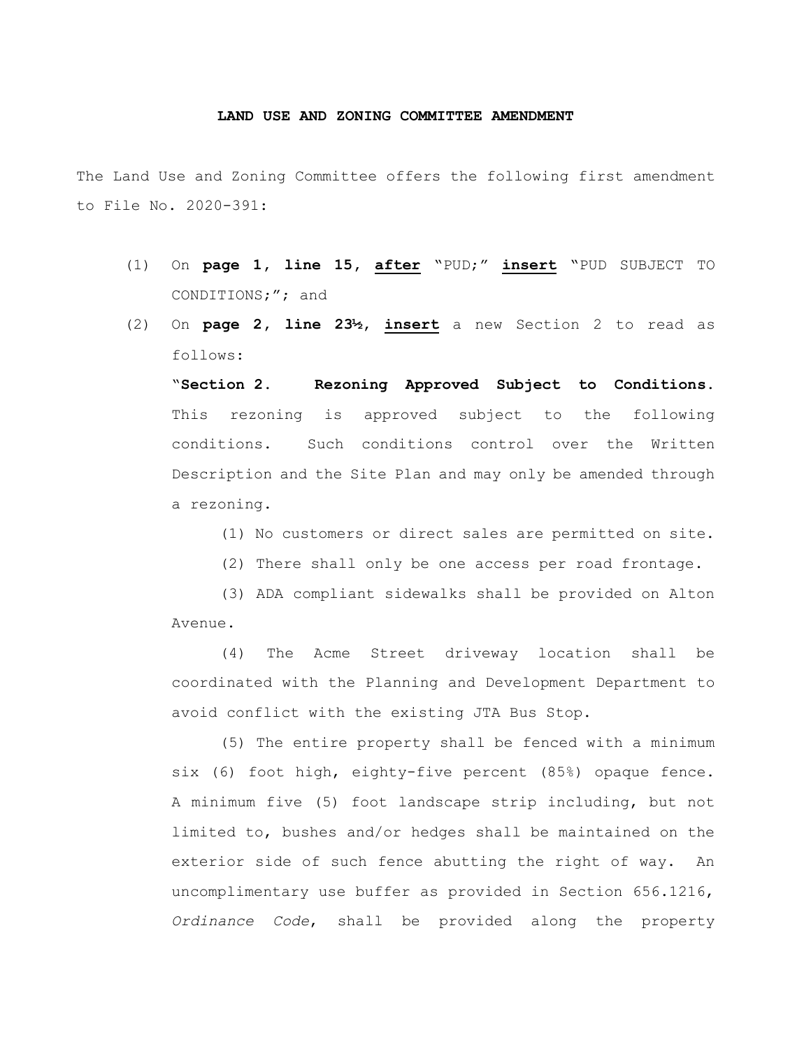**LAND USE AND ZONING COMMITTEE AMENDMENT**

The Land Use and Zoning Committee offers the following first amendment to File No. 2020-391:

(1) On **page 1, line 15, after** "PUD;" **insert** "PUD SUBJECT TO CONDITIONS;"; and

(2) On **page 2, line 23½, insert** a new Section 2 to read as follows:

"**Section 2. Rezoning Approved Subject to Conditions.** This rezoning is approved subject to the following conditions. Such conditions control over the Written Description and the Site Plan and may only be amended through a rezoning.

(1) No customers or direct sales are permitted on site.

(2) There shall only be one access per road frontage.

(3) ADA compliant sidewalks shall be provided on Alton Avenue.

(4) The Acme Street driveway location shall be coordinated with the Planning and Development Department to avoid conflict with the existing JTA Bus Stop.

(5) The entire property shall be fenced with a minimum six (6) foot high, eighty-five percent (85%) opaque fence. A minimum five (5) foot landscape strip including, but not limited to, bushes and/or hedges shall be maintained on the exterior side of such fence abutting the right of way. An uncomplimentary use buffer as provided in Section 656.1216, *Ordinance Code*, shall be provided along the property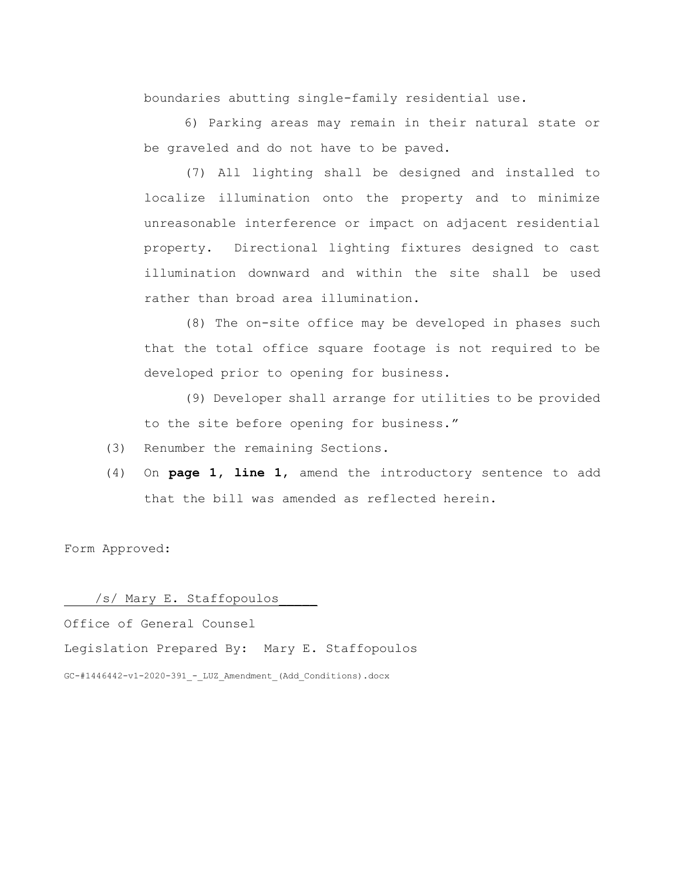boundaries abutting single-family residential use.

6) Parking areas may remain in their natural state or be graveled and do not have to be paved.

(7) All lighting shall be designed and installed to localize illumination onto the property and to minimize unreasonable interference or impact on adjacent residential property. Directional lighting fixtures designed to cast illumination downward and within the site shall be used rather than broad area illumination.

(8) The on-site office may be developed in phases such that the total office square footage is not required to be developed prior to opening for business.

(9) Developer shall arrange for utilities to be provided to the site before opening for business."

(3) Renumber the remaining Sections.

(4) On **page 1, line 1**, amend the introductory sentence to add that the bill was amended as reflected herein.

Form Approved:

/s/ Mary E. Staffopoulos

Office of General Counsel

Legislation Prepared By: Mary E. Staffopoulos

GC-#1446442-v1-2020-391_-_LUZ_Amendment_(Add_Conditions).docx